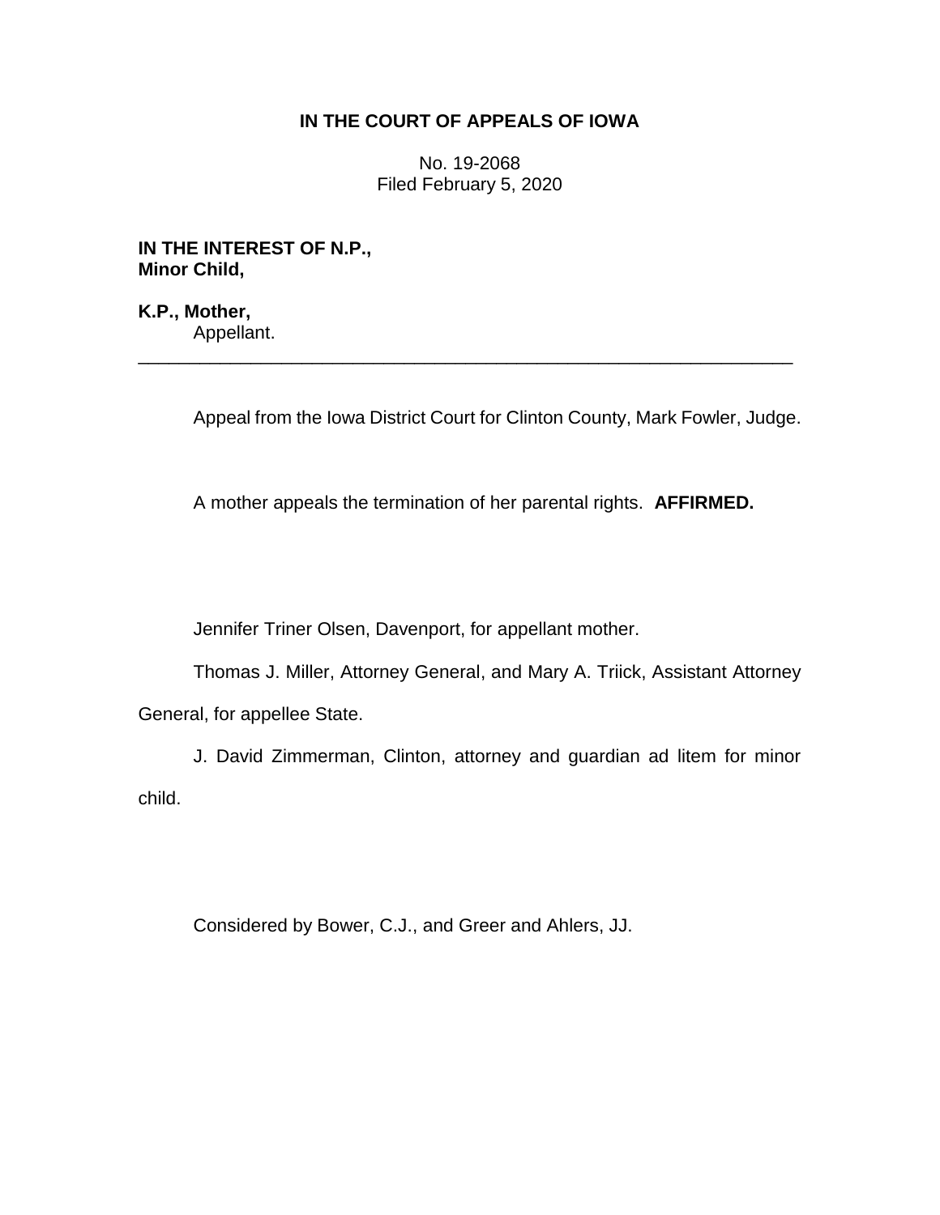**IN THE COURT OF APPEALS OF IOWA**

No. 19-2068
Filed February 5, 2020

**IN THE INTEREST OF N.P.,**
**Minor Child,**

**K.P., Mother,**
Appellant.

---

Appeal from the Iowa District Court for Clinton County, Mark Fowler, Judge.

A mother appeals the termination of her parental rights. **AFFIRMED.**

Jennifer Triner Olsen, Davenport, for appellant mother.

Thomas J. Miller, Attorney General, and Mary A. Triick, Assistant Attorney General, for appellee State.

J. David Zimmerman, Clinton, attorney and guardian ad litem for minor child.

Considered by Bower, C.J., and Greer and Ahlers, JJ.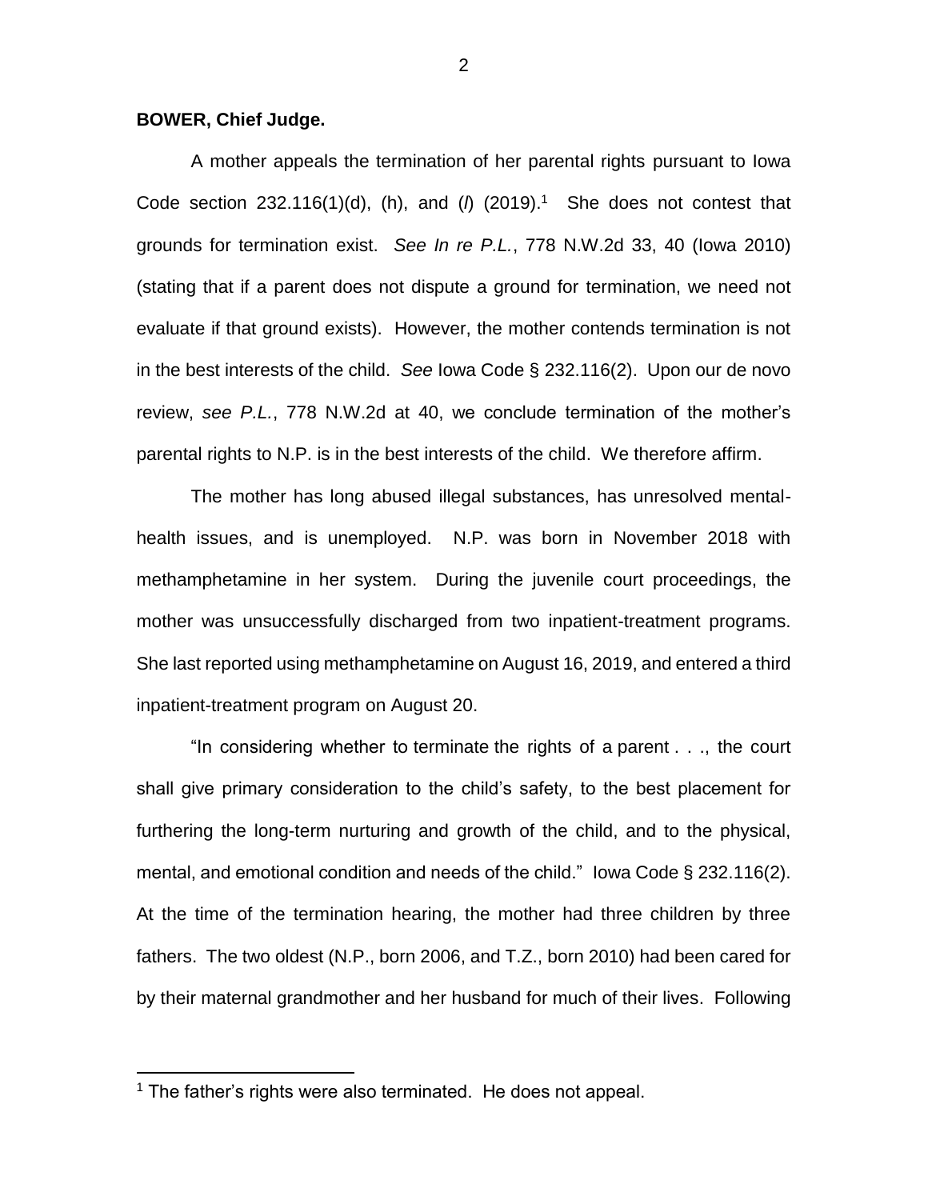**BOWER, Chief Judge.**

A mother appeals the termination of her parental rights pursuant to Iowa Code section 232.116(1)(d), (h), and (*l*) (2019).[1] She does not contest that grounds for termination exist. *See In re P.L.*, 778 N.W.2d 33, 40 (Iowa 2010) (stating that if a parent does not dispute a ground for termination, we need not evaluate if that ground exists). However, the mother contends termination is not in the best interests of the child. *See* Iowa Code § 232.116(2). Upon our de novo review, *see P.L.*, 778 N.W.2d at 40, we conclude termination of the mother's parental rights to N.P. is in the best interests of the child. We therefore affirm.

The mother has long abused illegal substances, has unresolved mental-health issues, and is unemployed. N.P. was born in November 2018 with methamphetamine in her system. During the juvenile court proceedings, the mother was unsuccessfully discharged from two inpatient-treatment programs. She last reported using methamphetamine on August 16, 2019, and entered a third inpatient-treatment program on August 20.

"In considering whether to terminate the rights of a parent . . ., the court shall give primary consideration to the child's safety, to the best placement for furthering the long-term nurturing and growth of the child, and to the physical, mental, and emotional condition and needs of the child." Iowa Code § 232.116(2). At the time of the termination hearing, the mother had three children by three fathers. The two oldest (N.P., born 2006, and T.Z., born 2010) had been cared for by their maternal grandmother and her husband for much of their lives. Following

[1] The father's rights were also terminated. He does not appeal.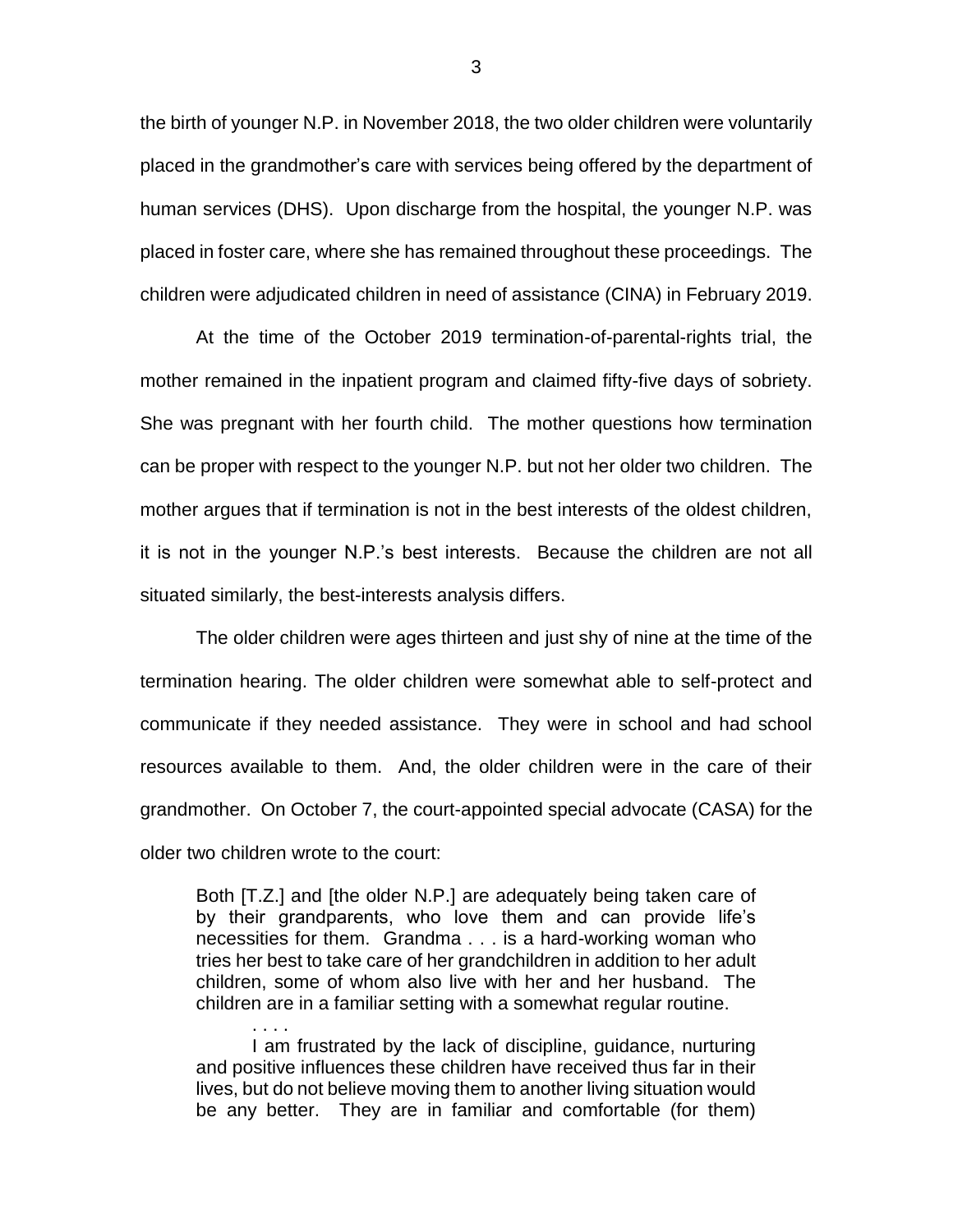the birth of younger N.P. in November 2018, the two older children were voluntarily placed in the grandmother's care with services being offered by the department of human services (DHS). Upon discharge from the hospital, the younger N.P. was placed in foster care, where she has remained throughout these proceedings. The children were adjudicated children in need of assistance (CINA) in February 2019.

At the time of the October 2019 termination-of-parental-rights trial, the mother remained in the inpatient program and claimed fifty-five days of sobriety. She was pregnant with her fourth child. The mother questions how termination can be proper with respect to the younger N.P. but not her older two children. The mother argues that if termination is not in the best interests of the oldest children, it is not in the younger N.P.'s best interests. Because the children are not all situated similarly, the best-interests analysis differs.

The older children were ages thirteen and just shy of nine at the time of the termination hearing. The older children were somewhat able to self-protect and communicate if they needed assistance. They were in school and had school resources available to them. And, the older children were in the care of their grandmother. On October 7, the court-appointed special advocate (CASA) for the older two children wrote to the court:

> Both [T.Z.] and [the older N.P.] are adequately being taken care of by their grandparents, who love them and can provide life's necessities for them. Grandma . . . is a hard-working woman who tries her best to take care of her grandchildren in addition to her adult children, some of whom also live with her and her husband. The children are in a familiar setting with a somewhat regular routine.
>
> . . . .
>
> I am frustrated by the lack of discipline, guidance, nurturing and positive influences these children have received thus far in their lives, but do not believe moving them to another living situation would be any better. They are in familiar and comfortable (for them)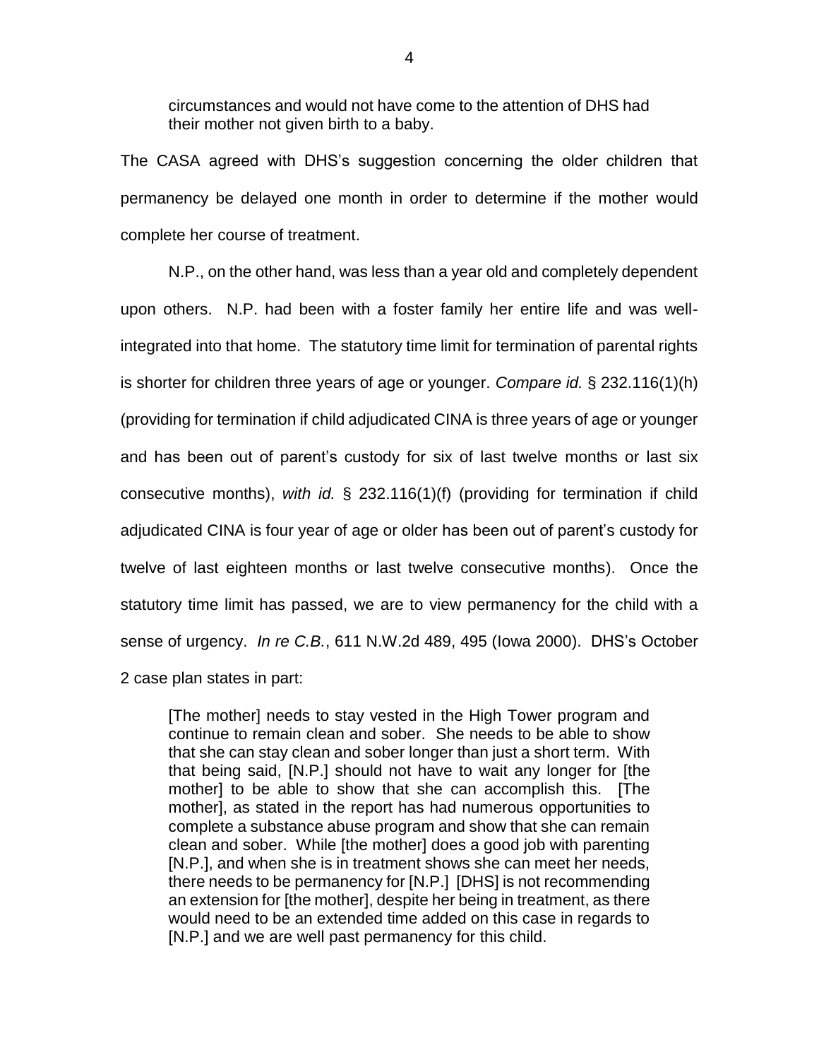> circumstances and would not have come to the attention of DHS had their mother not given birth to a baby.

The CASA agreed with DHS's suggestion concerning the older children that permanency be delayed one month in order to determine if the mother would complete her course of treatment.

N.P., on the other hand, was less than a year old and completely dependent upon others. N.P. had been with a foster family her entire life and was well-integrated into that home. The statutory time limit for termination of parental rights is shorter for children three years of age or younger. *Compare id.* § 232.116(1)(h) (providing for termination if child adjudicated CINA is three years of age or younger and has been out of parent's custody for six of last twelve months or last six consecutive months), *with id.* § 232.116(1)(f) (providing for termination if child adjudicated CINA is four year of age or older has been out of parent's custody for twelve of last eighteen months or last twelve consecutive months). Once the statutory time limit has passed, we are to view permanency for the child with a sense of urgency. *In re C.B.*, 611 N.W.2d 489, 495 (Iowa 2000). DHS's October 2 case plan states in part:

> [The mother] needs to stay vested in the High Tower program and continue to remain clean and sober. She needs to be able to show that she can stay clean and sober longer than just a short term. With that being said, [N.P.] should not have to wait any longer for [the mother] to be able to show that she can accomplish this. [The mother], as stated in the report has had numerous opportunities to complete a substance abuse program and show that she can remain clean and sober. While [the mother] does a good job with parenting [N.P.], and when she is in treatment shows she can meet her needs, there needs to be permanency for [N.P.] [DHS] is not recommending an extension for [the mother], despite her being in treatment, as there would need to be an extended time added on this case in regards to [N.P.] and we are well past permanency for this child.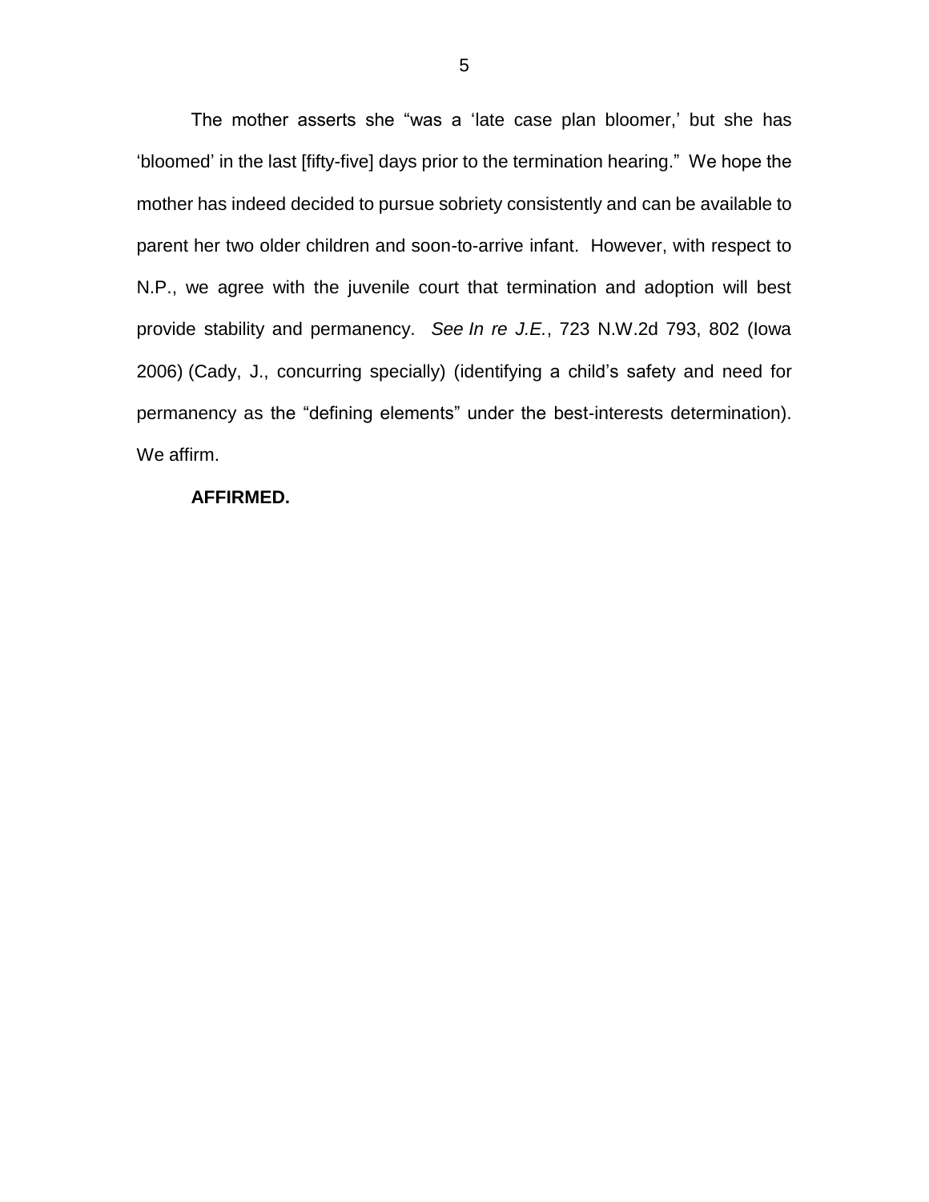The mother asserts she "was a 'late case plan bloomer,' but she has 'bloomed' in the last [fifty-five] days prior to the termination hearing." We hope the mother has indeed decided to pursue sobriety consistently and can be available to parent her two older children and soon-to-arrive infant. However, with respect to N.P., we agree with the juvenile court that termination and adoption will best provide stability and permanency. *See In re J.E.*, 723 N.W.2d 793, 802 (Iowa 2006) (Cady, J., concurring specially) (identifying a child's safety and need for permanency as the "defining elements" under the best-interests determination). We affirm.

**AFFIRMED.**